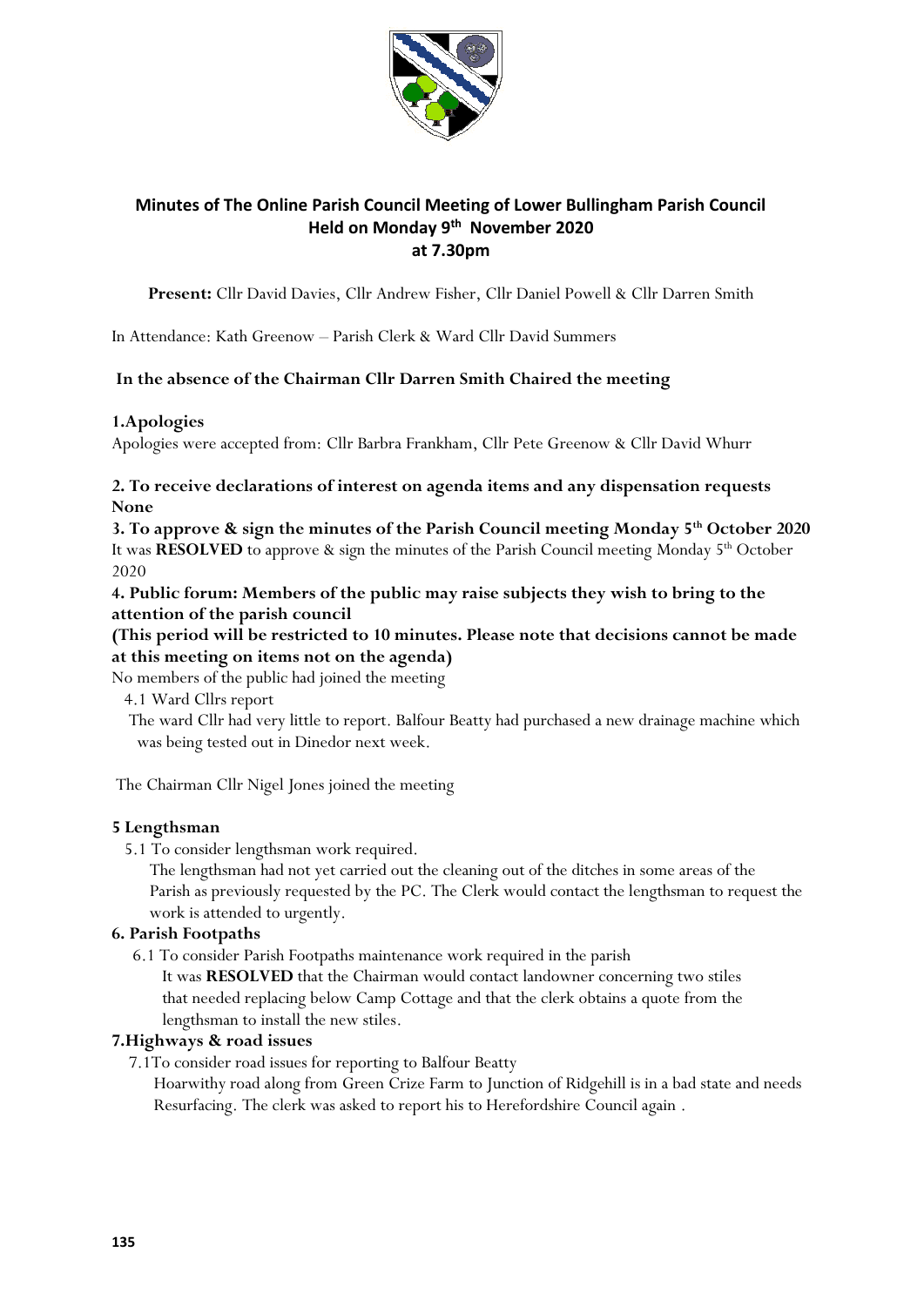## Minutes of The Online Parish Council Meeting of Lower Bullingham Parish Council Held on Monday 9th November 2020 at 7.30pm

**Present:** Cllr David Davies, Cllr Andrew Fisher, Cllr Daniel Powell & Cllr Darren Smith

In Attendance: Kath Greenow – Parish Clerk & Ward Cllr David Summers

**In the absence of the Chairman Cllr Darren Smith Chaired the meeting**

**1.Apologies**

Apologies were accepted from: Cllr Barbra Frankham, Cllr Pete Greenow & Cllr David Whurr

**2. To receive declarations of interest on agenda items and any dispensation requests None**

**3. To approve & sign the minutes of the Parish Council meeting Monday 5th October 2020**

It was **RESOLVED** to approve & sign the minutes of the Parish Council meeting Monday 5th October 2020

**4. Public forum: Members of the public may raise subjects they wish to bring to the attention of the parish council**

**(This period will be restricted to 10 minutes. Please note that decisions cannot be made at this meeting on items not on the agenda)**

No members of the public had joined the meeting

4.1 Ward Cllrs report

The ward Cllr had very little to report. Balfour Beatty had purchased a new drainage machine which was being tested out in Dinedor next week.

The Chairman Cllr Nigel Jones joined the meeting

**5 Lengthsman**

5.1 To consider lengthsman work required.

The lengthsman had not yet carried out the cleaning out of the ditches in some areas of the Parish as previously requested by the PC. The Clerk would contact the lengthsman to request the work is attended to urgently.

**6. Parish Footpaths**

6.1 To consider Parish Footpaths maintenance work required in the parish

It was **RESOLVED** that the Chairman would contact landowner concerning two stiles that needed replacing below Camp Cottage and that the clerk obtains a quote from the lengthsman to install the new stiles.

**7.Highways & road issues**

7.1To consider road issues for reporting to Balfour Beatty

Hoarwithy road along from Green Crize Farm to Junction of Ridgehill is in a bad state and needs Resurfacing. The clerk was asked to report his to Herefordshire Council again .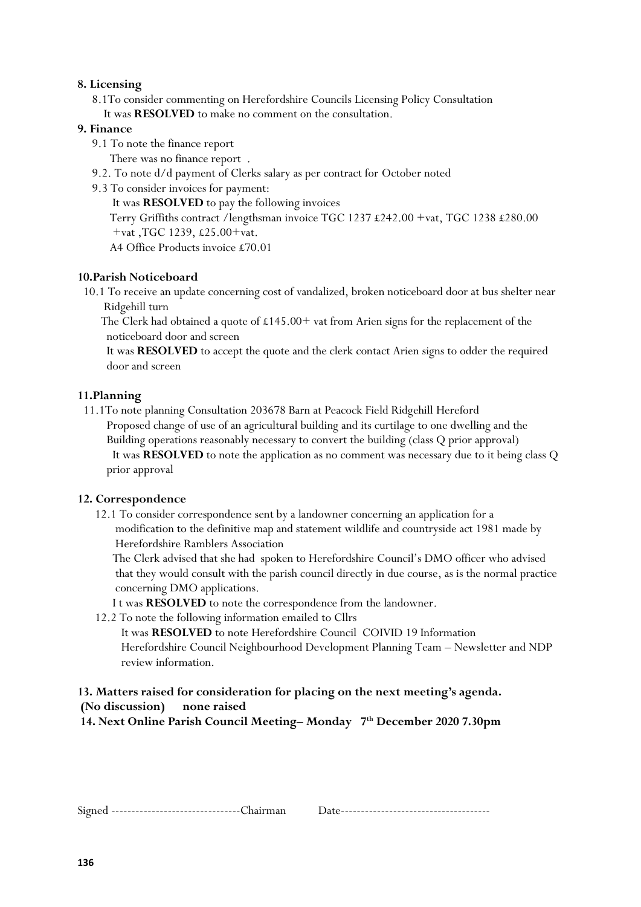**8. Licensing**

8.1To consider commenting on Herefordshire Councils Licensing Policy Consultation
It was **RESOLVED** to make no comment on the consultation.

**9. Finance**

9.1 To note the finance report
There was no finance report .

9.2. To note d/d payment of Clerks salary as per contract for October noted

9.3 To consider invoices for payment:
It was **RESOLVED** to pay the following invoices
Terry Griffiths contract /lengthsman invoice TGC 1237 £242.00 +vat, TGC 1238 £280.00 +vat ,TGC 1239, £25.00+vat.
A4 Office Products invoice £70.01

**10.Parish Noticeboard**

10.1 To receive an update concerning cost of vandalized, broken noticeboard door at bus shelter near Ridgehill turn
The Clerk had obtained a quote of £145.00+ vat from Arien signs for the replacement of the noticeboard door and screen
It was **RESOLVED** to accept the quote and the clerk contact Arien signs to odder the required door and screen

**11.Planning**

11.1To note planning Consultation 203678 Barn at Peacock Field Ridgehill Hereford
Proposed change of use of an agricultural building and its curtilage to one dwelling and the Building operations reasonably necessary to convert the building (class Q prior approval)
It was **RESOLVED** to note the application as no comment was necessary due to it being class Q prior approval

**12. Correspondence**

12.1 To consider correspondence sent by a landowner concerning an application for a modification to the definitive map and statement wildlife and countryside act 1981 made by Herefordshire Ramblers Association
The Clerk advised that she had spoken to Herefordshire Council's DMO officer who advised that they would consult with the parish council directly in due course, as is the normal practice concerning DMO applications.
I t was **RESOLVED** to note the correspondence from the landowner.

12.2 To note the following information emailed to Cllrs
It was **RESOLVED** to note Herefordshire Council COIVID 19 Information
Herefordshire Council Neighbourhood Development Planning Team – Newsletter and NDP review information.

**13. Matters raised for consideration for placing on the next meeting's agenda.**
**(No discussion) none raised**

**14. Next Online Parish Council Meeting– Monday 7th December 2020 7.30pm**

Signed --------------------------------Chairman Date-------------------------------------